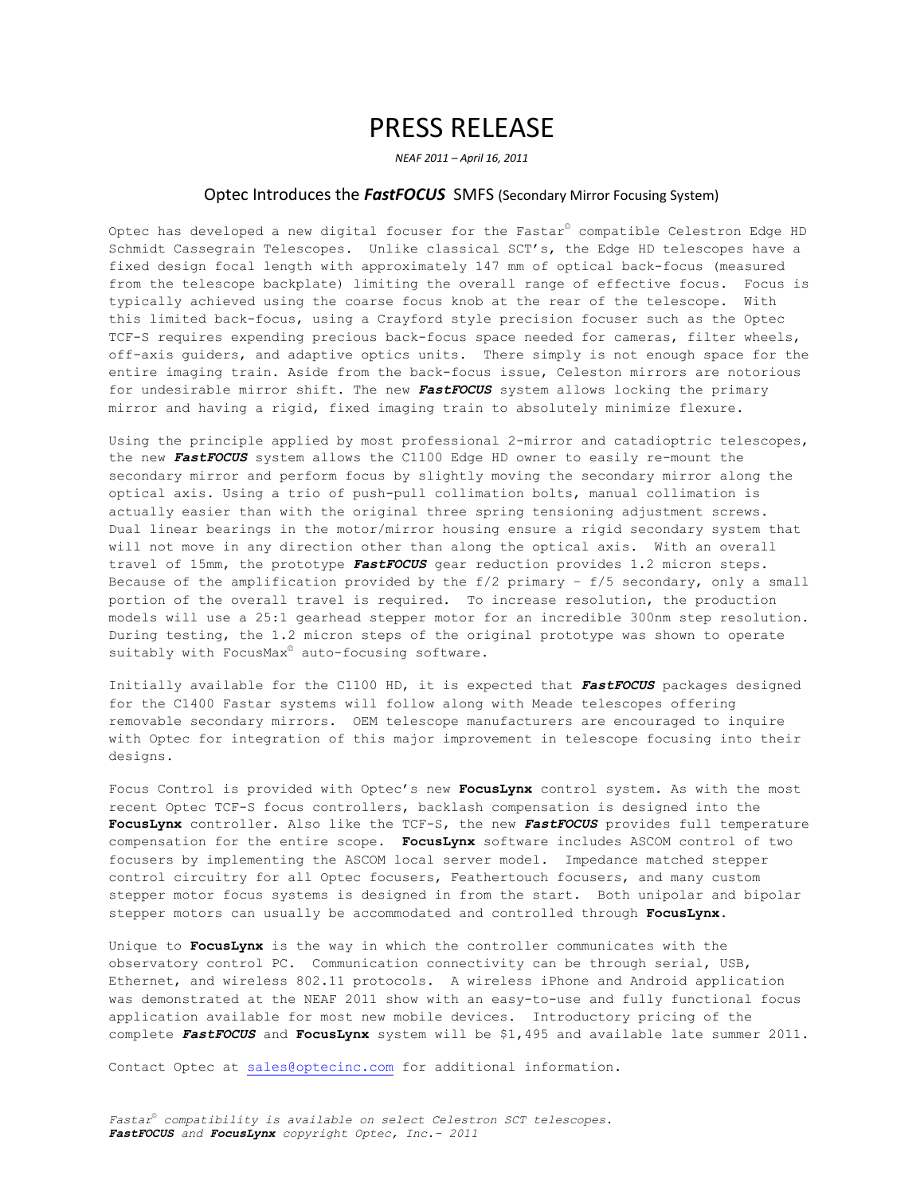# PRESS RELEASE

*NEAF 2011 – April 16, 2011*

## Optec Introduces the ***FastFOCUS*** SMFS (Secondary Mirror Focusing System)

Optec has developed a new digital focuser for the Fastar© compatible Celestron Edge HD Schmidt Cassegrain Telescopes. Unlike classical SCT's, the Edge HD telescopes have a fixed design focal length with approximately 147 mm of optical back-focus (measured from the telescope backplate) limiting the overall range of effective focus. Focus is typically achieved using the coarse focus knob at the rear of the telescope. With this limited back-focus, using a Crayford style precision focuser such as the Optec TCF-S requires expending precious back-focus space needed for cameras, filter wheels, off-axis guiders, and adaptive optics units. There simply is not enough space for the entire imaging train. Aside from the back-focus issue, Celeston mirrors are notorious for undesirable mirror shift. The new ***FastFOCUS*** system allows locking the primary mirror and having a rigid, fixed imaging train to absolutely minimize flexure.

Using the principle applied by most professional 2-mirror and catadioptric telescopes, the new ***FastFOCUS*** system allows the C1100 Edge HD owner to easily re-mount the secondary mirror and perform focus by slightly moving the secondary mirror along the optical axis. Using a trio of push-pull collimation bolts, manual collimation is actually easier than with the original three spring tensioning adjustment screws. Dual linear bearings in the motor/mirror housing ensure a rigid secondary system that will not move in any direction other than along the optical axis. With an overall travel of 15mm, the prototype ***FastFOCUS*** gear reduction provides 1.2 micron steps. Because of the amplification provided by the f/2 primary – f/5 secondary, only a small portion of the overall travel is required. To increase resolution, the production models will use a 25:1 gearhead stepper motor for an incredible 300nm step resolution. During testing, the 1.2 micron steps of the original prototype was shown to operate suitably with FocusMax© auto-focusing software.

Initially available for the C1100 HD, it is expected that ***FastFOCUS*** packages designed for the C1400 Fastar systems will follow along with Meade telescopes offering removable secondary mirrors. OEM telescope manufacturers are encouraged to inquire with Optec for integration of this major improvement in telescope focusing into their designs.

Focus Control is provided with Optec's new **FocusLynx** control system. As with the most recent Optec TCF-S focus controllers, backlash compensation is designed into the **FocusLynx** controller. Also like the TCF-S, the new ***FastFOCUS*** provides full temperature compensation for the entire scope. **FocusLynx** software includes ASCOM control of two focusers by implementing the ASCOM local server model. Impedance matched stepper control circuitry for all Optec focusers, Feathertouch focusers, and many custom stepper motor focus systems is designed in from the start. Both unipolar and bipolar stepper motors can usually be accommodated and controlled through **FocusLynx**.

Unique to **FocusLynx** is the way in which the controller communicates with the observatory control PC. Communication connectivity can be through serial, USB, Ethernet, and wireless 802.11 protocols. A wireless iPhone and Android application was demonstrated at the NEAF 2011 show with an easy-to-use and fully functional focus application available for most new mobile devices. Introductory pricing of the complete ***FastFOCUS*** and **FocusLynx** system will be $1,495 and available late summer 2011.

Contact Optec at sales@optecinc.com for additional information.

*Fastar© compatibility is available on select Celestron SCT telescopes.*
***FastFOCUS*** *and* ***FocusLynx*** *copyright Optec, Inc.- 2011*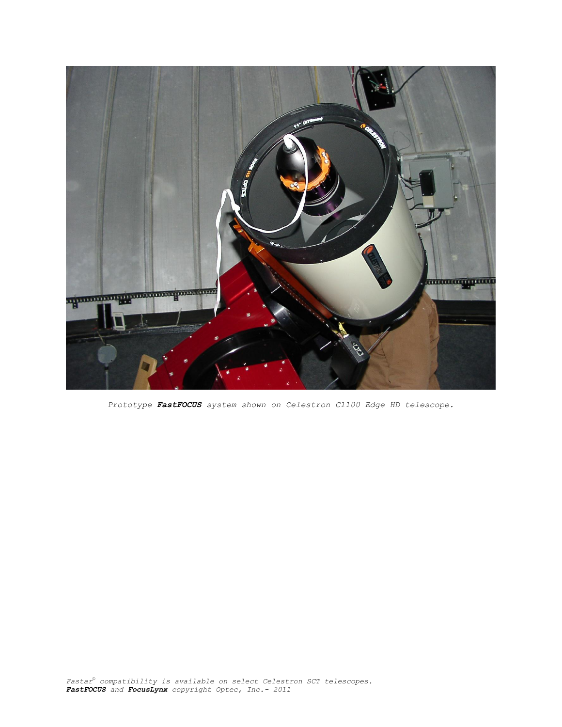*Prototype **FastFOCUS** system shown on Celestron C1100 Edge HD telescope.*

*Fastar© compatibility is available on select Celestron SCT telescopes.*
***FastFOCUS** and **FocusLynx** copyright Optec, Inc.- 2011*